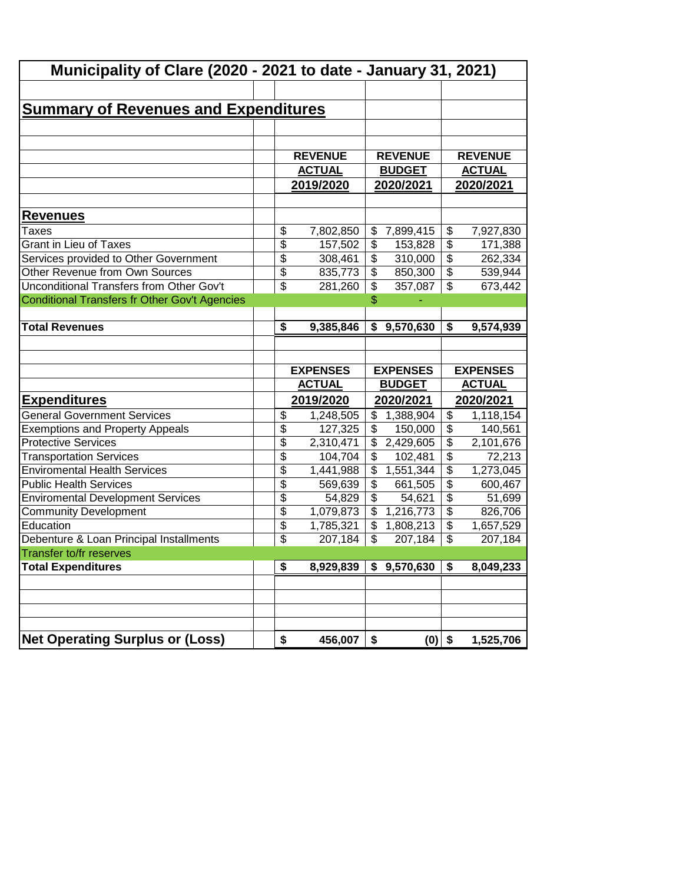# Municipality of Clare (2020 - 2021 to date - January 31, 2021)

## Summary of Revenues and Expenditures

| | REVENUE ACTUAL 2019/2020 | REVENUE BUDGET 2020/2021 | REVENUE ACTUAL 2020/2021 |
|---|---|---|---|
| **Revenues** | | | |
| Taxes | $ 7,802,850 | $ 7,899,415 | $ 7,927,830 |
| Grant in Lieu of Taxes | $ 157,502 | $ 153,828 | $ 171,388 |
| Services provided to Other Government | $ 308,461 | $ 310,000 | $ 262,334 |
| Other Revenue from Own Sources | $ 835,773 | $ 850,300 | $ 539,944 |
| Unconditional Transfers from Other Gov't | $ 281,260 | $ 357,087 | $ 673,442 |
| Conditional Transfers fr Other Gov't Agencies | | $ - | |
| **Total Revenues** | **$ 9,385,846** | **$ 9,570,630** | **$ 9,574,939** |

| | EXPENSES ACTUAL 2019/2020 | EXPENSES BUDGET 2020/2021 | EXPENSES ACTUAL 2020/2021 |
|---|---|---|---|
| **Expenditures** | | | |
| General Government Services | $ 1,248,505 | $ 1,388,904 | $ 1,118,154 |
| Exemptions and Property Appeals | $ 127,325 | $ 150,000 | $ 140,561 |
| Protective Services | $ 2,310,471 | $ 2,429,605 | $ 2,101,676 |
| Transportation Services | $ 104,704 | $ 102,481 | $ 72,213 |
| Enviromental Health Services | $ 1,441,988 | $ 1,551,344 | $ 1,273,045 |
| Public Health Services | $ 569,639 | $ 661,505 | $ 600,467 |
| Enviromental Development Services | $ 54,829 | $ 54,621 | $ 51,699 |
| Community Development | $ 1,079,873 | $ 1,216,773 | $ 826,706 |
| Education | $ 1,785,321 | $ 1,808,213 | $ 1,657,529 |
| Debenture & Loan Principal Installments | $ 207,184 | $ 207,184 | $ 207,184 |
| Transfer to/fr reserves | | | |
| **Total Expenditures** | **$ 8,929,839** | **$ 9,570,630** | **$ 8,049,233** |
| | | | |
| **Net Operating Surplus or (Loss)** | **$ 456,007** | **$ (0)** | **$ 1,525,706** |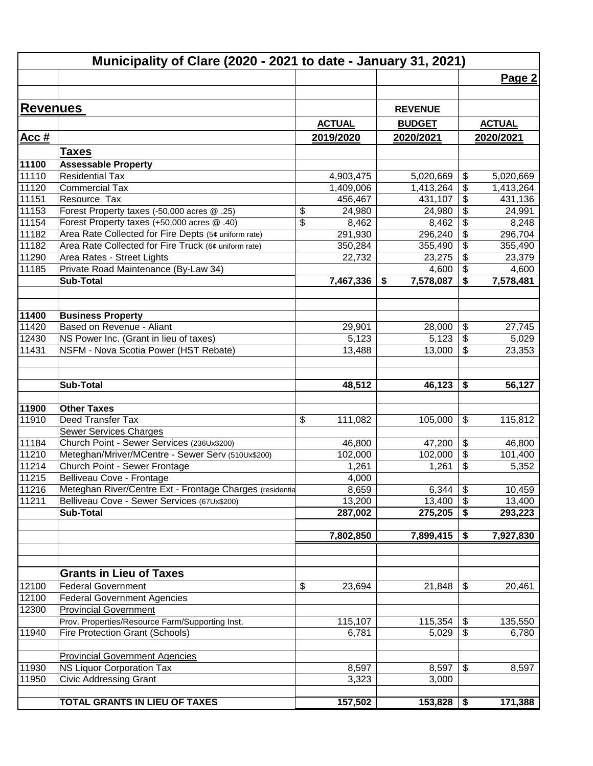# Municipality of Clare (2020 - 2021 to date - January 31, 2021)

## Revenues

| Acc # | | ACTUAL 2019/2020 | REVENUE BUDGET 2020/2021 | ACTUAL 2020/2021 |
|---|---|---|---|---|
| | **Taxes** | | | |
| **11100** | **Assessable Property** | | | |
| 11110 | Residential Tax | 4,903,475 | 5,020,669 | $ 5,020,669 |
| 11120 | Commercial Tax | 1,409,006 | 1,413,264 | $ 1,413,264 |
| 11151 | Resource Tax | 456,467 | 431,107 | $ 431,136 |
| 11153 | Forest Property taxes (-50,000 acres @ .25) | $ 24,980 | 24,980 | $ 24,991 |
| 11154 | Forest Property taxes (+50,000 acres @ .40) | $ 8,462 | 8,462 | $ 8,248 |
| 11182 | Area Rate Collected for Fire Depts (5¢ uniform rate) | 291,930 | 296,240 | $ 296,704 |
| 11182 | Area Rate Collected for Fire Truck (6¢ uniform rate) | 350,284 | 355,490 | $ 355,490 |
| 11290 | Area Rates - Street Lights | 22,732 | 23,275 | $ 23,379 |
| 11185 | Private Road Maintenance (By-Law 34) | | 4,600 | $ 4,600 |
| | **Sub-Total** | **7,467,336** | **$ 7,578,087** | **$ 7,578,481** |
| | | | | |
| **11400** | **Business Property** | | | |
| 11420 | Based on Revenue - Aliant | 29,901 | 28,000 | $ 27,745 |
| 12430 | NS Power Inc. (Grant in lieu of taxes) | 5,123 | 5,123 | $ 5,029 |
| 11431 | NSFM - Nova Scotia Power (HST Rebate) | 13,488 | 13,000 | $ 23,353 |
| | **Sub-Total** | **48,512** | **46,123** | **$ 56,127** |
| | | | | |
| **11900** | **Other Taxes** | | | |
| 11910 | Deed Transfer Tax | $ 111,082 | 105,000 | $ 115,812 |
| | Sewer Services Charges | | | |
| 11184 | Church Point - Sewer Services (236Ux$200) | 46,800 | 47,200 | $ 46,800 |
| 11210 | Meteghan/Mriver/MCentre - Sewer Serv (510Ux$200) | 102,000 | 102,000 | $ 101,400 |
| 11214 | Church Point - Sewer Frontage | 1,261 | 1,261 | $ 5,352 |
| 11215 | Belliveau Cove - Frontage | 4,000 | | |
| 11216 | Meteghan River/Centre Ext - Frontage Charges (residentia | 8,659 | 6,344 | $ 10,459 |
| 11211 | Belliveau Cove - Sewer Services (67Ux$200) | 13,200 | 13,400 | $ 13,400 |
| | **Sub-Total** | **287,002** | **275,205** | **$ 293,223** |
| | | | | |
| | | **7,802,850** | **7,899,415** | **$ 7,927,830** |
| | | | | |
| | **Grants in Lieu of Taxes** | | | |
| 12100 | Federal Government | $ 23,694 | 21,848 | $ 20,461 |
| 12100 | Federal Government Agencies | | | |
| 12300 | Provincial Government | | | |
| | Prov. Properties/Resource Farm/Supporting Inst. | 115,107 | 115,354 | $ 135,550 |
| 11940 | Fire Protection Grant (Schools) | 6,781 | 5,029 | $ 6,780 |
| | | | | |
| | Provincial Government Agencies | | | |
| 11930 | NS Liquor Corporation Tax | 8,597 | 8,597 | $ 8,597 |
| 11950 | Civic Addressing Grant | 3,323 | 3,000 | |
| | | | | |
| | **TOTAL GRANTS IN LIEU OF TAXES** | **157,502** | **153,828** | **$ 171,388** |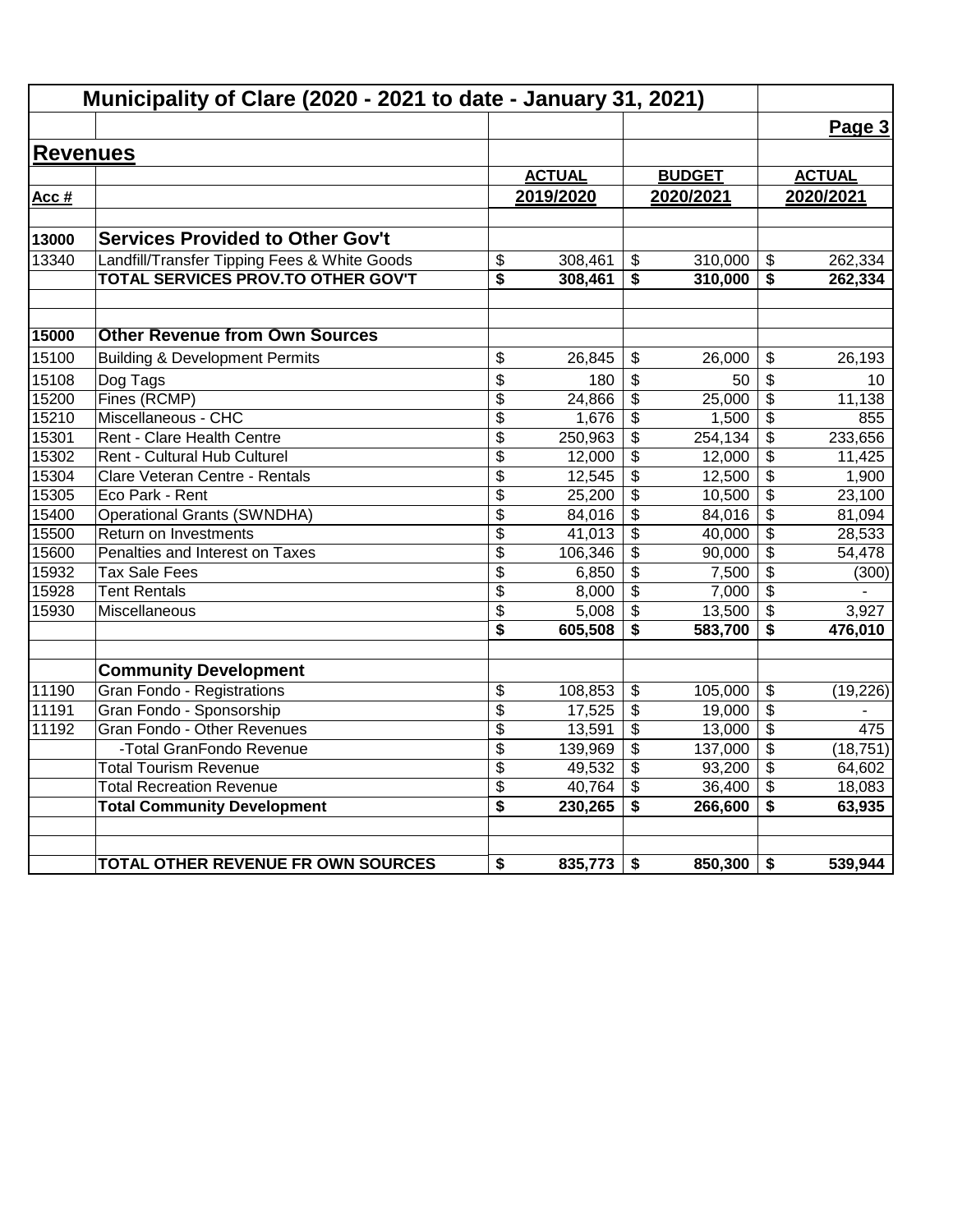# Municipality of Clare (2020 - 2021 to date - January 31, 2021)

## Revenues

| Acc # | | ACTUAL 2019/2020 | BUDGET 2020/2021 | ACTUAL 2020/2021 |
|---|---|---|---|---|
| **13000** | **Services Provided to Other Gov't** | | | |
| 13340 | Landfill/Transfer Tipping Fees & White Goods | $ 308,461 | $ 310,000 | $ 262,334 |
| | **TOTAL SERVICES PROV.TO OTHER GOV'T** | **$ 308,461** | **$ 310,000** | **$ 262,334** |
| | | | | |
| **15000** | **Other Revenue from Own Sources** | | | |
| 15100 | Building & Development Permits | $ 26,845 | $ 26,000 | $ 26,193 |
| 15108 | Dog Tags | $ 180 | $ 50 | $ 10 |
| 15200 | Fines (RCMP) | $ 24,866 | $ 25,000 | $ 11,138 |
| 15210 | Miscellaneous - CHC | $ 1,676 | $ 1,500 | $ 855 |
| 15301 | Rent - Clare Health Centre | $ 250,963 | $ 254,134 | $ 233,656 |
| 15302 | Rent - Cultural Hub Culturel | $ 12,000 | $ 12,000 | $ 11,425 |
| 15304 | Clare Veteran Centre - Rentals | $ 12,545 | $ 12,500 | $ 1,900 |
| 15305 | Eco Park - Rent | $ 25,200 | $ 10,500 | $ 23,100 |
| 15400 | Operational Grants (SWNDHA) | $ 84,016 | $ 84,016 | $ 81,094 |
| 15500 | Return on Investments | $ 41,013 | $ 40,000 | $ 28,533 |
| 15600 | Penalties and Interest on Taxes | $ 106,346 | $ 90,000 | $ 54,478 |
| 15932 | Tax Sale Fees | $ 6,850 | $ 7,500 | $ (300) |
| 15928 | Tent Rentals | $ 8,000 | $ 7,000 | $ - |
| 15930 | Miscellaneous | $ 5,008 | $ 13,500 | $ 3,927 |
| | | **$ 605,508** | **$ 583,700** | **$ 476,010** |
| | | | | |
| | **Community Development** | | | |
| 11190 | Gran Fondo - Registrations | $ 108,853 | $ 105,000 | $ (19,226) |
| 11191 | Gran Fondo - Sponsorship | $ 17,525 | $ 19,000 | $ - |
| 11192 | Gran Fondo - Other Revenues | $ 13,591 | $ 13,000 | $ 475 |
| | -Total GranFondo Revenue | $ 139,969 | $ 137,000 | $ (18,751) |
| | Total Tourism Revenue | $ 49,532 | $ 93,200 | $ 64,602 |
| | Total Recreation Revenue | $ 40,764 | $ 36,400 | $ 18,083 |
| | **Total Community Development** | **$ 230,265** | **$ 266,600** | **$ 63,935** |
| | | | | |
| | **TOTAL OTHER REVENUE FR OWN SOURCES** | **$ 835,773** | **$ 850,300** | **$ 539,944** |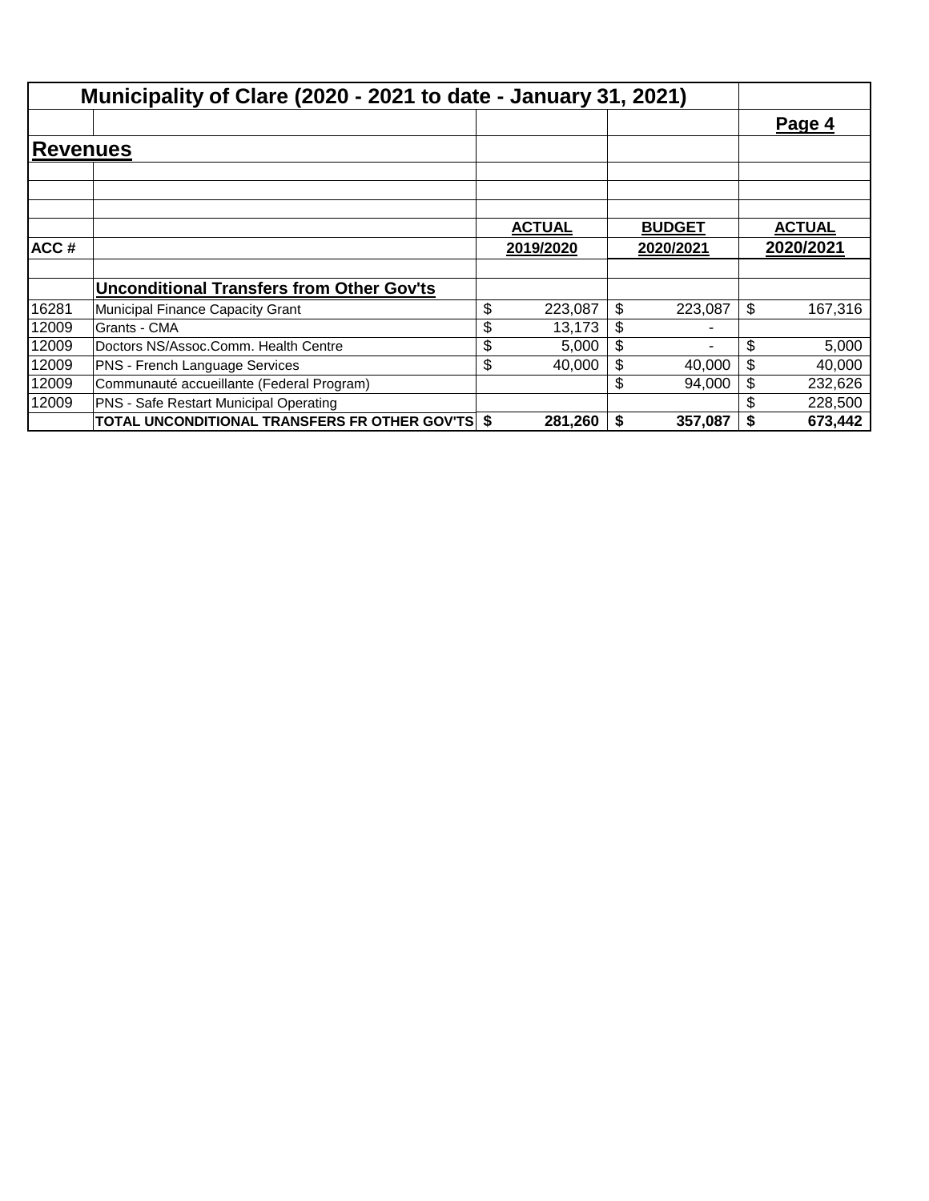# Municipality of Clare (2020 - 2021 to date - January 31, 2021)

**Page 4**

## Revenues

| ACC # | | ACTUAL 2019/2020 | BUDGET 2020/2021 | ACTUAL 2020/2021 |
|---|---|---|---|---|
| | **Unconditional Transfers from Other Gov'ts** | | | |
| 16281 | Municipal Finance Capacity Grant | $ 223,087 | $ 223,087 | $ 167,316 |
| 12009 | Grants - CMA | $ 13,173 | $ - | |
| 12009 | Doctors NS/Assoc.Comm. Health Centre | $ 5,000 | $ - | $ 5,000 |
| 12009 | PNS - French Language Services | $ 40,000 | $ 40,000 | $ 40,000 |
| 12009 | Communauté accueillante (Federal Program) | | $ 94,000 | $ 232,626 |
| 12009 | PNS - Safe Restart Municipal Operating | | | $ 228,500 |
| | **TOTAL UNCONDITIONAL TRANSFERS FR OTHER GOV'TS** | **$ 281,260** | **$ 357,087** | **$ 673,442** |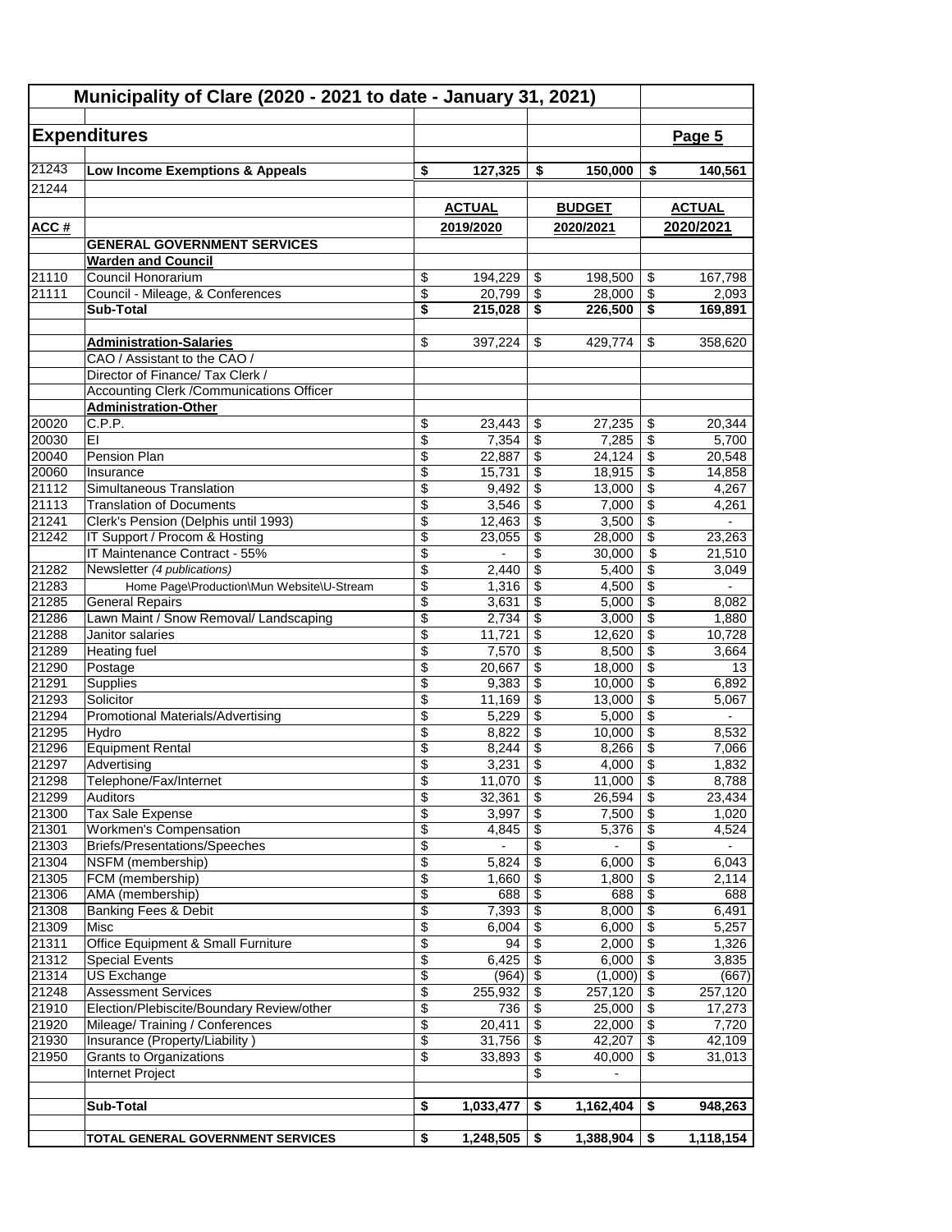# Municipality of Clare (2020 - 2021 to date - January 31, 2021)

## Expenditures

**Page 5**

| ACC # | | ACTUAL 2019/2020 | BUDGET 2020/2021 | ACTUAL 2020/2021 |
|---|---|---|---|---|
| 21243 | **Low Income Exemptions & Appeals** | **$ 127,325** | **$ 150,000** | **$ 140,561** |
| 21244 | | | | |
| | **GENERAL GOVERNMENT SERVICES** | | | |
| | **Warden and Council** | | | |
| 21110 | Council Honorarium | $ 194,229 | $ 198,500 | $ 167,798 |
| 21111 | Council - Mileage, & Conferences | $ 20,799 | $ 28,000 | $ 2,093 |
| | **Sub-Total** | **$ 215,028** | **$ 226,500** | **$ 169,891** |
| | | | | |
| | **Administration-Salaries** | $ 397,224 | $ 429,774 | $ 358,620 |
| | CAO / Assistant to the CAO / | | | |
| | Director of Finance/ Tax Clerk / | | | |
| | Accounting Clerk /Communications Officer | | | |
| | **Administration-Other** | | | |
| 20020 | C.P.P. | $ 23,443 | $ 27,235 | $ 20,344 |
| 20030 | EI | $ 7,354 | $ 7,285 | $ 5,700 |
| 20040 | Pension Plan | $ 22,887 | $ 24,124 | $ 20,548 |
| 20060 | Insurance | $ 15,731 | $ 18,915 | $ 14,858 |
| 21112 | Simultaneous Translation | $ 9,492 | $ 13,000 | $ 4,267 |
| 21113 | Translation of Documents | $ 3,546 | $ 7,000 | $ 4,261 |
| 21241 | Clerk's Pension (Delphis until 1993) | $ 12,463 | $ 3,500 | $ - |
| 21242 | IT Support / Procom & Hosting | $ 23,055 | $ 28,000 | $ 23,263 |
| | IT Maintenance Contract - 55% | $ - | $ 30,000 | $ 21,510 |
| 21282 | Newsletter *(4 publications)* | $ 2,440 | $ 5,400 | $ 3,049 |
| 21283 | Home Page\Production\Mun Website\U-Stream | $ 1,316 | $ 4,500 | $ - |
| 21285 | General Repairs | $ 3,631 | $ 5,000 | $ 8,082 |
| 21286 | Lawn Maint / Snow Removal/ Landscaping | $ 2,734 | $ 3,000 | $ 1,880 |
| 21288 | Janitor salaries | $ 11,721 | $ 12,620 | $ 10,728 |
| 21289 | Heating fuel | $ 7,570 | $ 8,500 | $ 3,664 |
| 21290 | Postage | $ 20,667 | $ 18,000 | $ 13 |
| 21291 | Supplies | $ 9,383 | $ 10,000 | $ 6,892 |
| 21293 | Solicitor | $ 11,169 | $ 13,000 | $ 5,067 |
| 21294 | Promotional Materials/Advertising | $ 5,229 | $ 5,000 | $ - |
| 21295 | Hydro | $ 8,822 | $ 10,000 | $ 8,532 |
| 21296 | Equipment Rental | $ 8,244 | $ 8,266 | $ 7,066 |
| 21297 | Advertising | $ 3,231 | $ 4,000 | $ 1,832 |
| 21298 | Telephone/Fax/Internet | $ 11,070 | $ 11,000 | $ 8,788 |
| 21299 | Auditors | $ 32,361 | $ 26,594 | $ 23,434 |
| 21300 | Tax Sale Expense | $ 3,997 | $ 7,500 | $ 1,020 |
| 21301 | Workmen's Compensation | $ 4,845 | $ 5,376 | $ 4,524 |
| 21303 | Briefs/Presentations/Speeches | $ - | $ - | $ - |
| 21304 | NSFM (membership) | $ 5,824 | $ 6,000 | $ 6,043 |
| 21305 | FCM (membership) | $ 1,660 | $ 1,800 | $ 2,114 |
| 21306 | AMA (membership) | $ 688 | $ 688 | $ 688 |
| 21308 | Banking Fees & Debit | $ 7,393 | $ 8,000 | $ 6,491 |
| 21309 | Misc | $ 6,004 | $ 6,000 | $ 5,257 |
| 21311 | Office Equipment & Small Furniture | $ 94 | $ 2,000 | $ 1,326 |
| 21312 | Special Events | $ 6,425 | $ 6,000 | $ 3,835 |
| 21314 | US Exchange | $ (964) | $ (1,000) | $ (667) |
| 21248 | Assessment Services | $ 255,932 | $ 257,120 | $ 257,120 |
| 21910 | Election/Plebiscite/Boundary Review/other | $ 736 | $ 25,000 | $ 17,273 |
| 21920 | Mileage/ Training / Conferences | $ 20,411 | $ 22,000 | $ 7,720 |
| 21930 | Insurance (Property/Liability ) | $ 31,756 | $ 42,207 | $ 42,109 |
| 21950 | Grants to Organizations | $ 33,893 | $ 40,000 | $ 31,013 |
| | Internet Project | | $ - | |
| | | | | |
| | **Sub-Total** | **$ 1,033,477** | **$ 1,162,404** | **$ 948,263** |
| | | | | |
| | **TOTAL GENERAL GOVERNMENT SERVICES** | **$ 1,248,505** | **$ 1,388,904** | **$ 1,118,154** |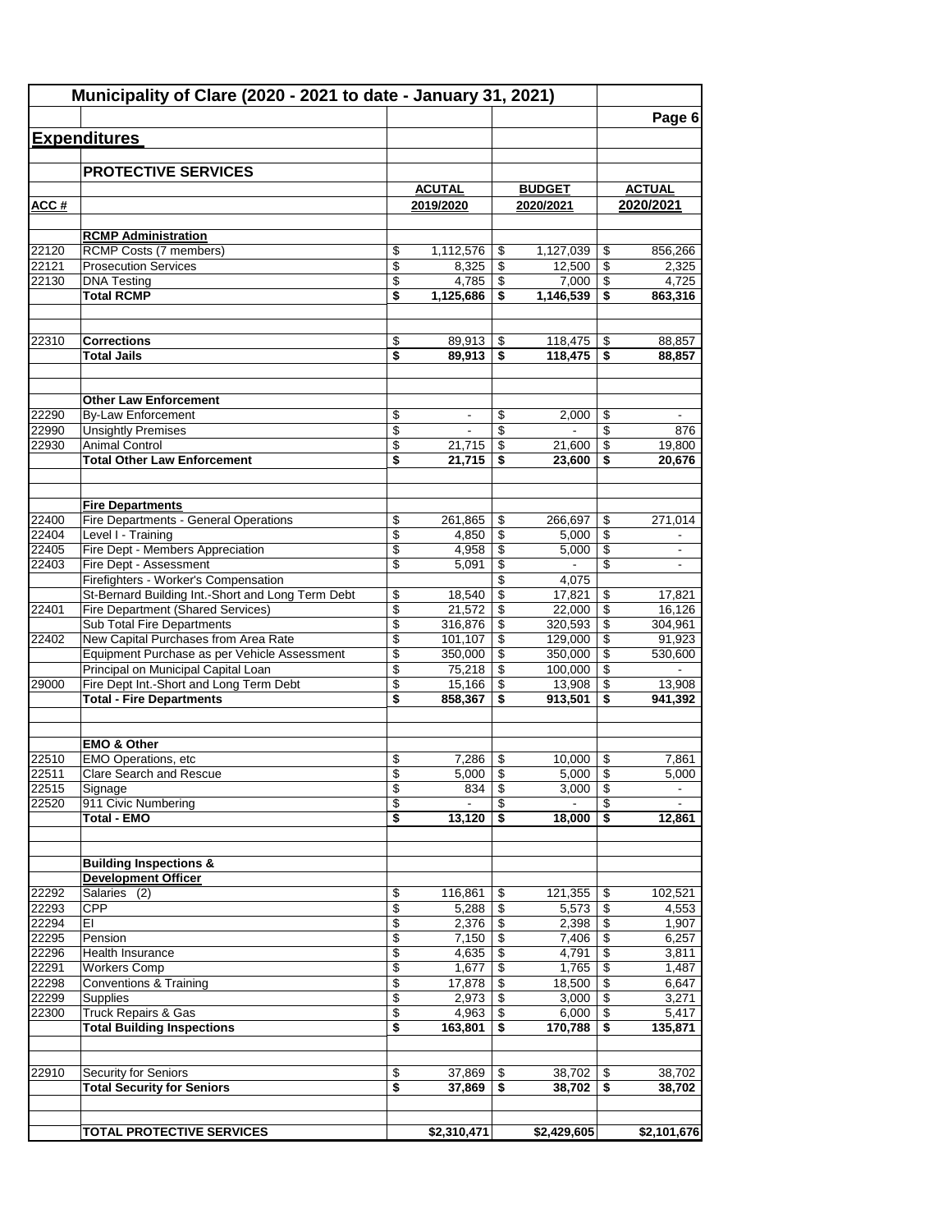# Municipality of Clare (2020 - 2021 to date - January 31, 2021)

## Expenditures

### PROTECTIVE SERVICES

| ACC # | | ACUTAL 2019/2020 | BUDGET 2020/2021 | ACTUAL 2020/2021 |
|---|---|---|---|---|
| | **RCMP Administration** | | | |
| 22120 | RCMP Costs (7 members) | $ 1,112,576 | $ 1,127,039 | $ 856,266 |
| 22121 | Prosecution Services | $ 8,325 | $ 12,500 | $ 2,325 |
| 22130 | DNA Testing | $ 4,785 | $ 7,000 | $ 4,725 |
| | **Total RCMP** | **$ 1,125,686** | **$ 1,146,539** | **$ 863,316** |
| | | | | |
| 22310 | **Corrections** | $ 89,913 | $ 118,475 | $ 88,857 |
| | **Total Jails** | **$ 89,913** | **$ 118,475** | **$ 88,857** |
| | | | | |
| | **Other Law Enforcement** | | | |
| 22290 | By-Law Enforcement | $ - | $ 2,000 | $ - |
| 22990 | Unsightly Premises | $ - | $ - | $ 876 |
| 22930 | Animal Control | $ 21,715 | $ 21,600 | $ 19,800 |
| | **Total Other Law Enforcement** | **$ 21,715** | **$ 23,600** | **$ 20,676** |
| | | | | |
| | **Fire Departments** | | | |
| 22400 | Fire Departments - General Operations | $ 261,865 | $ 266,697 | $ 271,014 |
| 22404 | Level I - Training | $ 4,850 | $ 5,000 | $ - |
| 22405 | Fire Dept - Members Appreciation | $ 4,958 | $ 5,000 | $ - |
| 22403 | Fire Dept - Assessment | $ 5,091 | $ - | $ - |
| | Firefighters - Worker's Compensation | | $ 4,075 | |
| | St-Bernard Building Int.-Short and Long Term Debt | $ 18,540 | $ 17,821 | $ 17,821 |
| 22401 | Fire Department (Shared Services) | $ 21,572 | $ 22,000 | $ 16,126 |
| | Sub Total Fire Departments | $ 316,876 | $ 320,593 | $ 304,961 |
| 22402 | New Capital Purchases from Area Rate | $ 101,107 | $ 129,000 | $ 91,923 |
| | Equipment Purchase as per Vehicle Assessment | $ 350,000 | $ 350,000 | $ 530,600 |
| | Principal on Municipal Capital Loan | $ 75,218 | $ 100,000 | $ - |
| 29000 | Fire Dept Int.-Short and Long Term Debt | $ 15,166 | $ 13,908 | $ 13,908 |
| | **Total - Fire Departments** | **$ 858,367** | **$ 913,501** | **$ 941,392** |
| | | | | |
| | **EMO & Other** | | | |
| 22510 | EMO Operations, etc | $ 7,286 | $ 10,000 | $ 7,861 |
| 22511 | Clare Search and Rescue | $ 5,000 | $ 5,000 | $ 5,000 |
| 22515 | Signage | $ 834 | $ 3,000 | $ - |
| 22520 | 911 Civic Numbering | $ - | $ - | $ - |
| | **Total - EMO** | **$ 13,120** | **$ 18,000** | **$ 12,861** |
| | | | | |
| | **Building Inspections & Development Officer** | | | |
| 22292 | Salaries (2) | $ 116,861 | $ 121,355 | $ 102,521 |
| 22293 | CPP | $ 5,288 | $ 5,573 | $ 4,553 |
| 22294 | EI | $ 2,376 | $ 2,398 | $ 1,907 |
| 22295 | Pension | $ 7,150 | $ 7,406 | $ 6,257 |
| 22296 | Health Insurance | $ 4,635 | $ 4,791 | $ 3,811 |
| 22291 | Workers Comp | $ 1,677 | $ 1,765 | $ 1,487 |
| 22298 | Conventions & Training | $ 17,878 | $ 18,500 | $ 6,647 |
| 22299 | Supplies | $ 2,973 | $ 3,000 | $ 3,271 |
| 22300 | Truck Repairs & Gas | $ 4,963 | $ 6,000 | $ 5,417 |
| | **Total Building Inspections** | **$ 163,801** | **$ 170,788** | **$ 135,871** |
| | | | | |
| 22910 | Security for Seniors | $ 37,869 | $ 38,702 | $ 38,702 |
| | **Total Security for Seniors** | **$ 37,869** | **$ 38,702** | **$ 38,702** |
| | | | | |
| | **TOTAL PROTECTIVE SERVICES** | **$2,310,471** | **$2,429,605** | **$2,101,676** |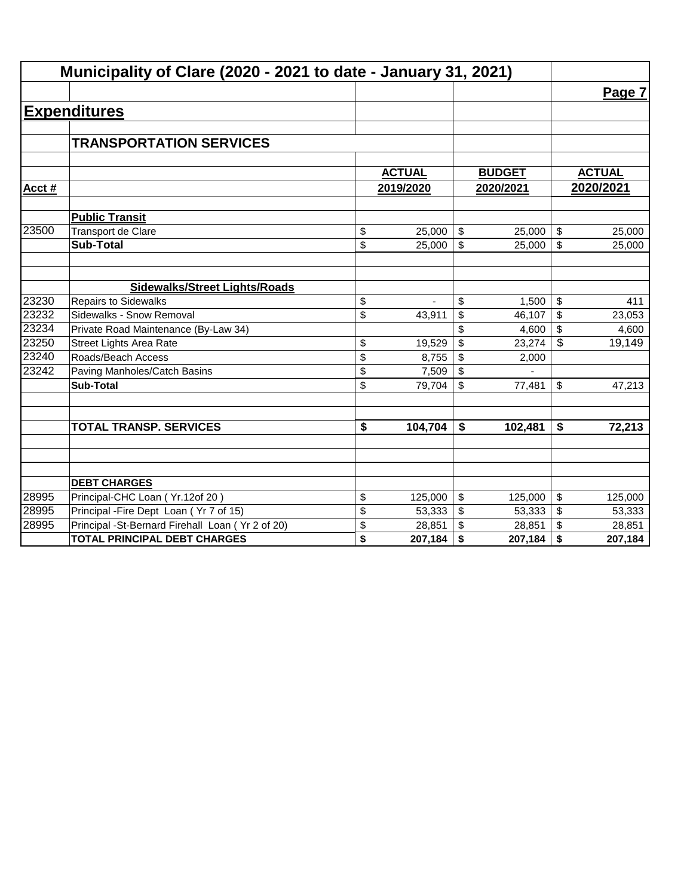# Municipality of Clare (2020 - 2021 to date - January 31, 2021)

Page 7

## Expenditures

### TRANSPORTATION SERVICES

| Acct # | | ACTUAL 2019/2020 | BUDGET 2020/2021 | ACTUAL 2020/2021 |
|---|---|---|---|---|
| | **Public Transit** | | | |
| 23500 | Transport de Clare | $ 25,000 | $ 25,000 | $ 25,000 |
| | **Sub-Total** | $ 25,000 | $ 25,000 | $ 25,000 |
| | | | | |
| | **Sidewalks/Street Lights/Roads** | | | |
| 23230 | Repairs to Sidewalks | $ - | $ 1,500 | $ 411 |
| 23232 | Sidewalks - Snow Removal | $ 43,911 | $ 46,107 | $ 23,053 |
| 23234 | Private Road Maintenance (By-Law 34) | | $ 4,600 | $ 4,600 |
| 23250 | Street Lights Area Rate | $ 19,529 | $ 23,274 | $ 19,149 |
| 23240 | Roads/Beach Access | $ 8,755 | $ 2,000 | |
| 23242 | Paving Manholes/Catch Basins | $ 7,509 | $ - | |
| | **Sub-Total** | $ 79,704 | $ 77,481 | $ 47,213 |
| | | | | |
| | **TOTAL TRANSP. SERVICES** | **$ 104,704** | **$ 102,481** | **$ 72,213** |
| | | | | |
| | **DEBT CHARGES** | | | |
| 28995 | Principal-CHC Loan ( Yr.12of 20 ) | $ 125,000 | $ 125,000 | $ 125,000 |
| 28995 | Principal -Fire Dept Loan ( Yr 7 of 15) | $ 53,333 | $ 53,333 | $ 53,333 |
| 28995 | Principal -St-Bernard Firehall Loan ( Yr 2 of 20) | $ 28,851 | $ 28,851 | $ 28,851 |
| | **TOTAL PRINCIPAL DEBT CHARGES** | **$ 207,184** | **$ 207,184** | **$ 207,184** |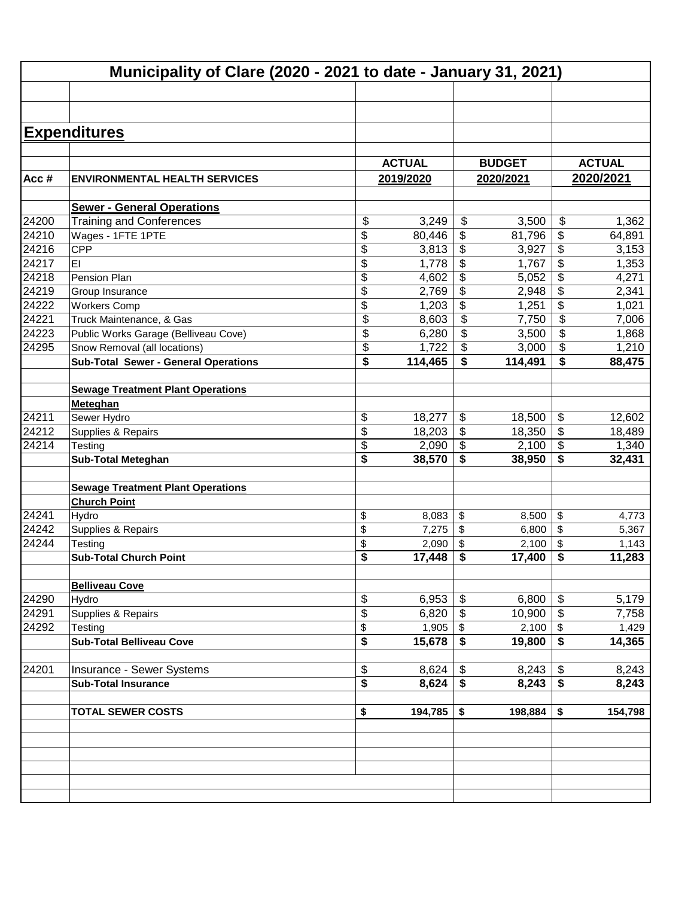# Municipality of Clare (2020 - 2021 to date - January 31, 2021)

## Expenditures

| Acc # | ENVIRONMENTAL HEALTH SERVICES | ACTUAL 2019/2020 | BUDGET 2020/2021 | ACTUAL 2020/2021 |
|---|---|---|---|---|
| | **Sewer - General Operations** | | | |
| 24200 | Training and Conferences | $ 3,249 | $ 3,500 | $ 1,362 |
| 24210 | Wages - 1FTE 1PTE | $ 80,446 | $ 81,796 | $ 64,891 |
| 24216 | CPP | $ 3,813 | $ 3,927 | $ 3,153 |
| 24217 | EI | $ 1,778 | $ 1,767 | $ 1,353 |
| 24218 | Pension Plan | $ 4,602 | $ 5,052 | $ 4,271 |
| 24219 | Group Insurance | $ 2,769 | $ 2,948 | $ 2,341 |
| 24222 | Workers Comp | $ 1,203 | $ 1,251 | $ 1,021 |
| 24221 | Truck Maintenance, & Gas | $ 8,603 | $ 7,750 | $ 7,006 |
| 24223 | Public Works Garage (Belliveau Cove) | $ 6,280 | $ 3,500 | $ 1,868 |
| 24295 | Snow Removal (all locations) | $ 1,722 | $ 3,000 | $ 1,210 |
| | **Sub-Total Sewer - General Operations** | **$ 114,465** | **$ 114,491** | **$ 88,475** |
| | **Sewage Treatment Plant Operations** | | | |
| | **Meteghan** | | | |
| 24211 | Sewer Hydro | $ 18,277 | $ 18,500 | $ 12,602 |
| 24212 | Supplies & Repairs | $ 18,203 | $ 18,350 | $ 18,489 |
| 24214 | Testing | $ 2,090 | $ 2,100 | $ 1,340 |
| | **Sub-Total Meteghan** | **$ 38,570** | **$ 38,950** | **$ 32,431** |
| | **Sewage Treatment Plant Operations** | | | |
| | **Church Point** | | | |
| 24241 | Hydro | $ 8,083 | $ 8,500 | $ 4,773 |
| 24242 | Supplies & Repairs | $ 7,275 | $ 6,800 | $ 5,367 |
| 24244 | Testing | $ 2,090 | $ 2,100 | $ 1,143 |
| | **Sub-Total Church Point** | **$ 17,448** | **$ 17,400** | **$ 11,283** |
| | **Belliveau Cove** | | | |
| 24290 | Hydro | $ 6,953 | $ 6,800 | $ 5,179 |
| 24291 | Supplies & Repairs | $ 6,820 | $ 10,900 | $ 7,758 |
| 24292 | Testing | $ 1,905 | $ 2,100 | $ 1,429 |
| | **Sub-Total Belliveau Cove** | **$ 15,678** | **$ 19,800** | **$ 14,365** |
| 24201 | Insurance - Sewer Systems | $ 8,624 | $ 8,243 | $ 8,243 |
| | **Sub-Total Insurance** | **$ 8,624** | **$ 8,243** | **$ 8,243** |
| | **TOTAL SEWER COSTS** | **$ 194,785** | **$ 198,884** | **$ 154,798** |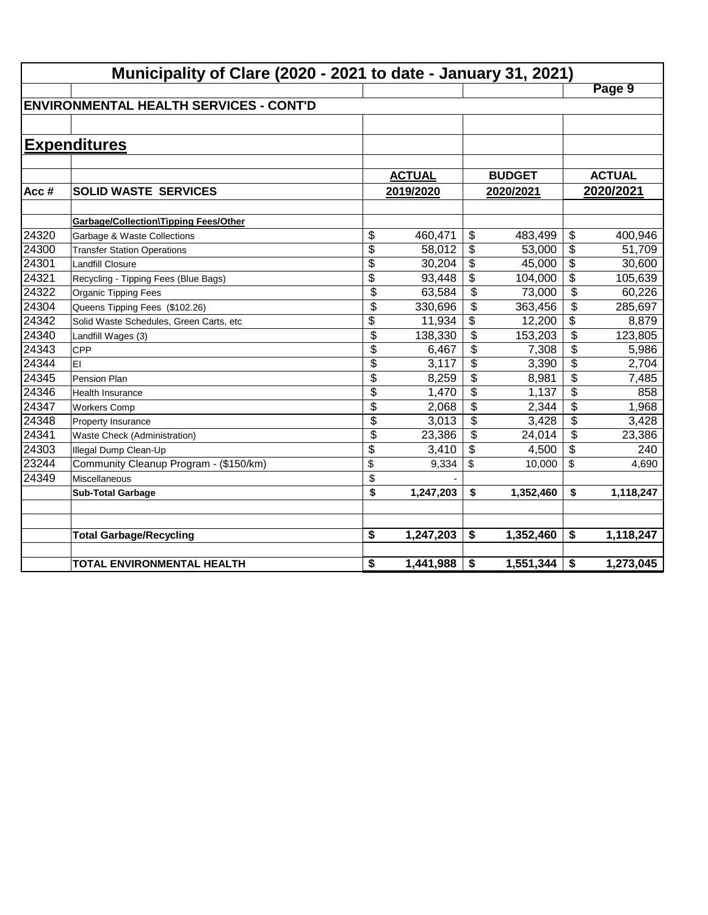# Municipality of Clare (2020 - 2021 to date - January 31, 2021)

## ENVIRONMENTAL HEALTH SERVICES - CONT'D

## Expenditures

| Acc # | SOLID WASTE SERVICES | ACTUAL 2019/2020 | BUDGET 2020/2021 | ACTUAL 2020/2021 |
|---|---|---|---|---|
| | **Garbage/Collection\Tipping Fees/Other** | | | |
| 24320 | Garbage & Waste Collections | $ 460,471 | $ 483,499 | $ 400,946 |
| 24300 | Transfer Station Operations | $ 58,012 | $ 53,000 | $ 51,709 |
| 24301 | Landfill Closure | $ 30,204 | $ 45,000 | $ 30,600 |
| 24321 | Recycling - Tipping Fees (Blue Bags) | $ 93,448 | $ 104,000 | $ 105,639 |
| 24322 | Organic Tipping Fees | $ 63,584 | $ 73,000 | $ 60,226 |
| 24304 | Queens Tipping Fees (\$102.26) | $ 330,696 | $ 363,456 | $ 285,697 |
| 24342 | Solid Waste Schedules, Green Carts, etc | $ 11,934 | $ 12,200 | $ 8,879 |
| 24340 | Landfill Wages (3) | $ 138,330 | $ 153,203 | $ 123,805 |
| 24343 | CPP | $ 6,467 | $ 7,308 | $ 5,986 |
| 24344 | EI | $ 3,117 | $ 3,390 | $ 2,704 |
| 24345 | Pension Plan | $ 8,259 | $ 8,981 | $ 7,485 |
| 24346 | Health Insurance | $ 1,470 | $ 1,137 | $ 858 |
| 24347 | Workers Comp | $ 2,068 | $ 2,344 | $ 1,968 |
| 24348 | Property Insurance | $ 3,013 | $ 3,428 | $ 3,428 |
| 24341 | Waste Check (Administration) | $ 23,386 | $ 24,014 | $ 23,386 |
| 24303 | Illegal Dump Clean-Up | $ 3,410 | $ 4,500 | $ 240 |
| 23244 | Community Cleanup Program - (\$150/km) | $ 9,334 | $ 10,000 | $ 4,690 |
| 24349 | Miscellaneous | $ - | | |
| | **Sub-Total Garbage** | **$ 1,247,203** | **$ 1,352,460** | **$ 1,118,247** |
| | | | | |
| | **Total Garbage/Recycling** | **$ 1,247,203** | **$ 1,352,460** | **$ 1,118,247** |
| | | | | |
| | **TOTAL ENVIRONMENTAL HEALTH** | **$ 1,441,988** | **$ 1,551,344** | **$ 1,273,045** |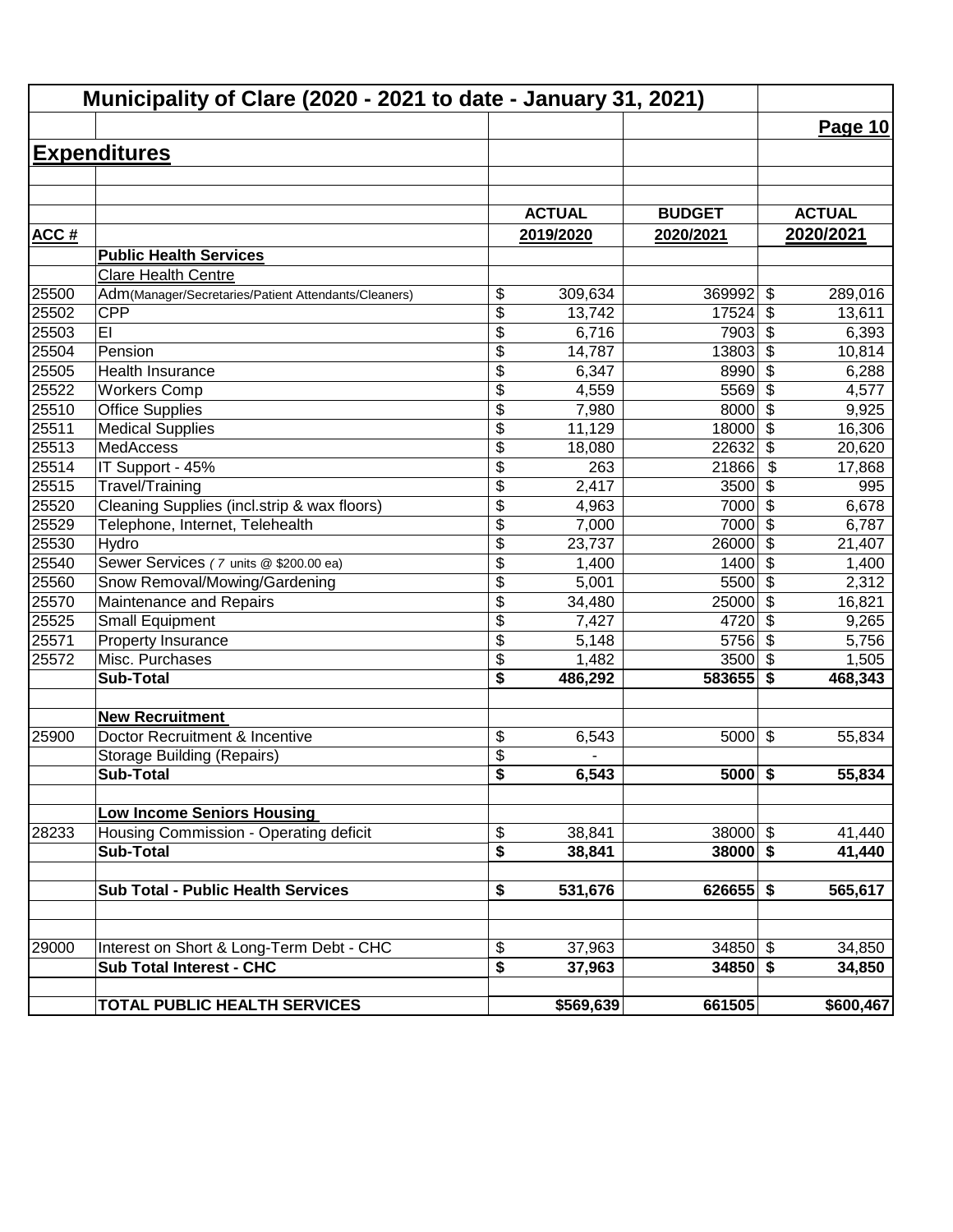# Municipality of Clare (2020 - 2021 to date - January 31, 2021)

## Expenditures

| ACC # | | ACTUAL 2019/2020 | BUDGET 2020/2021 | ACTUAL 2020/2021 |
|---|---|---|---|---|
| | **Public Health Services** | | | |
| | Clare Health Centre | | | |
| 25500 | Adm(Manager/Secretaries/Patient Attendants/Cleaners) | $ 309,634 | 369992 | $ 289,016 |
| 25502 | CPP | $ 13,742 | 17524 | $ 13,611 |
| 25503 | EI | $ 6,716 | 7903 | $ 6,393 |
| 25504 | Pension | $ 14,787 | 13803 | $ 10,814 |
| 25505 | Health Insurance | $ 6,347 | 8990 | $ 6,288 |
| 25522 | Workers Comp | $ 4,559 | 5569 | $ 4,577 |
| 25510 | Office Supplies | $ 7,980 | 8000 | $ 9,925 |
| 25511 | Medical Supplies | $ 11,129 | 18000 | $ 16,306 |
| 25513 | MedAccess | $ 18,080 | 22632 | $ 20,620 |
| 25514 | IT Support - 45% | $ 263 | 21866 | $ 17,868 |
| 25515 | Travel/Training | $ 2,417 | 3500 | $ 995 |
| 25520 | Cleaning Supplies (incl.strip & wax floors) | $ 4,963 | 7000 | $ 6,678 |
| 25529 | Telephone, Internet, Telehealth | $ 7,000 | 7000 | $ 6,787 |
| 25530 | Hydro | $ 23,737 | 26000 | $ 21,407 |
| 25540 | Sewer Services ( 7 units @ $200.00 ea) | $ 1,400 | 1400 | $ 1,400 |
| 25560 | Snow Removal/Mowing/Gardening | $ 5,001 | 5500 | $ 2,312 |
| 25570 | Maintenance and Repairs | $ 34,480 | 25000 | $ 16,821 |
| 25525 | Small Equipment | $ 7,427 | 4720 | $ 9,265 |
| 25571 | Property Insurance | $ 5,148 | 5756 | $ 5,756 |
| 25572 | Misc. Purchases | $ 1,482 | 3500 | $ 1,505 |
| | **Sub-Total** | **$ 486,292** | **583655** | **$ 468,343** |
| | | | | |
| | **New Recruitment** | | | |
| 25900 | Doctor Recruitment & Incentive | $ 6,543 | 5000 | $ 55,834 |
| | Storage Building (Repairs) | $ - | | |
| | **Sub-Total** | **$ 6,543** | **5000** | **$ 55,834** |
| | | | | |
| | **Low Income Seniors Housing** | | | |
| 28233 | Housing Commission - Operating deficit | $ 38,841 | 38000 | $ 41,440 |
| | **Sub-Total** | **$ 38,841** | **38000** | **$ 41,440** |
| | | | | |
| | **Sub Total - Public Health Services** | **$ 531,676** | **626655** | **$ 565,617** |
| | | | | |
| 29000 | Interest on Short & Long-Term Debt - CHC | $ 37,963 | 34850 | $ 34,850 |
| | **Sub Total Interest - CHC** | **$ 37,963** | **34850** | **$ 34,850** |
| | | | | |
| | **TOTAL PUBLIC HEALTH SERVICES** | **$569,639** | **661505** | **$600,467** |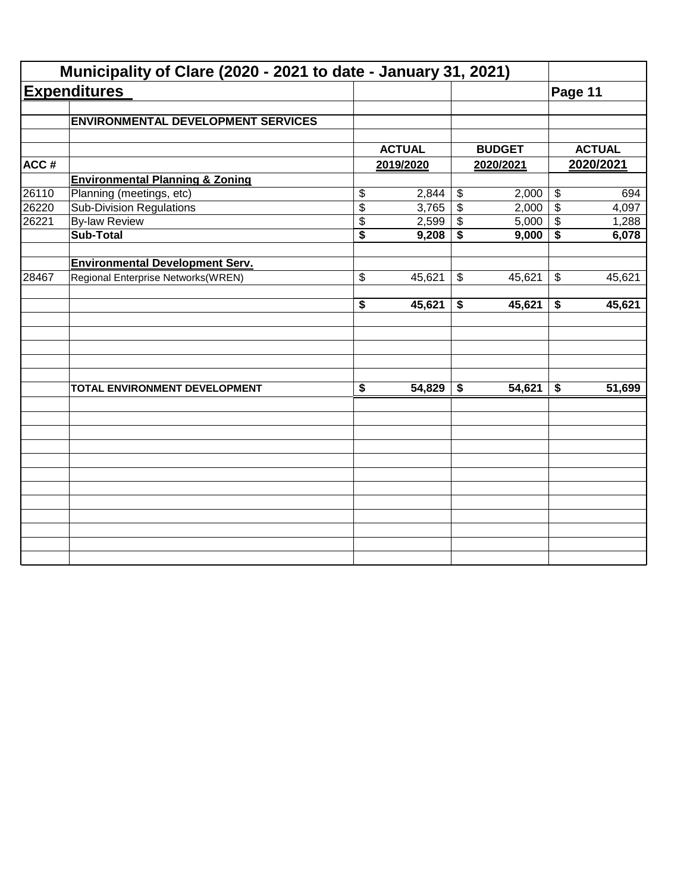# Municipality of Clare (2020 - 2021 to date - January 31, 2021)

## Expenditures

Page 11

| ACC # | ENVIRONMENTAL DEVELOPMENT SERVICES | ACTUAL 2019/2020 | BUDGET 2020/2021 | ACTUAL 2020/2021 |
|---|---|---|---|---|
| | **Environmental Planning & Zoning** | | | |
| 26110 | Planning (meetings, etc) | $ 2,844 | $ 2,000 | $ 694 |
| 26220 | Sub-Division Regulations | $ 3,765 | $ 2,000 | $ 4,097 |
| 26221 | By-law Review | $ 2,599 | $ 5,000 | $ 1,288 |
| | **Sub-Total** | **$ 9,208** | **$ 9,000** | **$ 6,078** |
| | **Environmental Development Serv.** | | | |
| 28467 | Regional Enterprise Networks(WREN) | $ 45,621 | $ 45,621 | $ 45,621 |
| | | **$ 45,621** | **$ 45,621** | **$ 45,621** |
| | **TOTAL ENVIRONMENT DEVELOPMENT** | **$ 54,829** | **$ 54,621** | **$ 51,699** |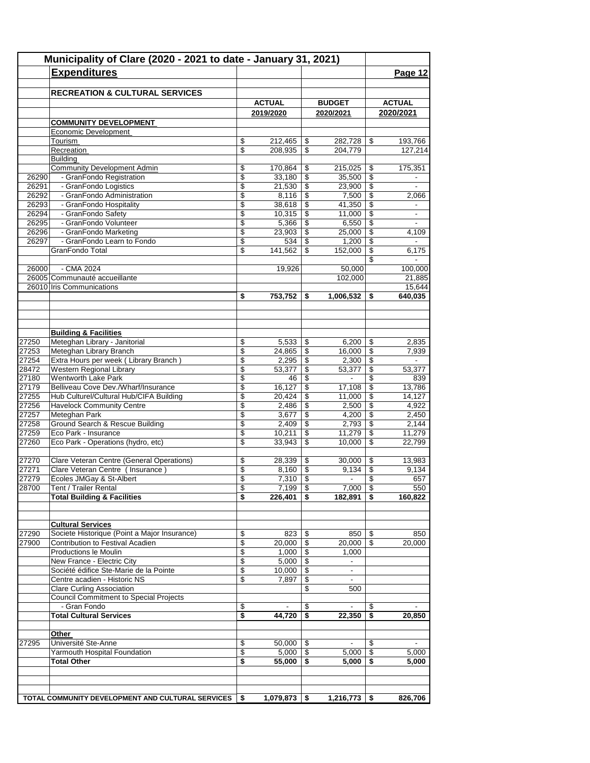## Municipality of Clare (2020 - 2021 to date - January 31, 2021)

### Expenditures

### RECREATION & CULTURAL SERVICES

| Code | Item | ACTUAL 2019/2020 | BUDGET 2020/2021 | ACTUAL 2020/2021 |
|---|---|---|---|---|
| | **COMMUNITY DEVELOPMENT** | | | |
| | Economic Development | | | |
| | Tourism | $ 212,465 | $ 282,728 | $ 193,766 |
| | Recreation | $ 208,935 | $ 204,779 | 127,214 |
| | Building | | | |
| | Community Development Admin | $ 170,864 | $ 215,025 | $ 175,351 |
| 26290 | - GranFondo Registration | $ 33,180 | $ 35,500 | $ - |
| 26291 | - GranFondo Logistics | $ 21,530 | $ 23,900 | $ - |
| 26292 | - GranFondo Administration | $ 8,116 | $ 7,500 | $ 2,066 |
| 26293 | - GranFondo Hospitality | $ 38,618 | $ 41,350 | $ - |
| 26294 | - GranFondo Safety | $ 10,315 | $ 11,000 | $ - |
| 26295 | - GranFondo Volunteer | $ 5,366 | $ 6,550 | $ - |
| 26296 | - GranFondo Marketing | $ 23,903 | $ 25,000 | $ 4,109 |
| 26297 | - GranFondo Learn to Fondo | $ 534 | $ 1,200 | $ - |
| | GranFondo Total | $ 141,562 | $ 152,000 | $ 6,175 |
| | | | | $ - |
| 26000 | - CMA 2024 | 19,926 | 50,000 | 100,000 |
| 26005 | Communauté accueillante | | 102,000 | 21,885 |
| 26010 | Iris Communications | | | 15,644 |
| | | **$ 753,752** | **$ 1,006,532** | **$ 640,035** |
| | **Building & Facilities** | | | |
| 27250 | Meteghan Library - Janitorial | $ 5,533 | $ 6,200 | $ 2,835 |
| 27253 | Meteghan Library Branch | $ 24,865 | $ 16,000 | $ 7,939 |
| 27254 | Extra Hours per week ( Library Branch ) | $ 2,295 | $ 2,300 | $ - |
| 28472 | Western Regional Library | $ 53,377 | $ 53,377 | $ 53,377 |
| 27180 | Wentworth Lake Park | $ 46 | $ - | $ 839 |
| 27179 | Belliveau Cove Dev./Wharf/Insurance | $ 16,127 | $ 17,108 | $ 13,786 |
| 27255 | Hub Culturel/Cultural Hub/CIFA Building | $ 20,424 | $ 11,000 | $ 14,127 |
| 27256 | Havelock Community Centre | $ 2,486 | $ 2,500 | $ 4,922 |
| 27257 | Meteghan Park | $ 3,677 | $ 4,200 | $ 2,450 |
| 27258 | Ground Search & Rescue Building | $ 2,409 | $ 2,793 | $ 2,144 |
| 27259 | Eco Park - Insurance | $ 10,211 | $ 11,279 | $ 11,279 |
| 27260 | Eco Park - Operations (hydro, etc) | $ 33,943 | $ 10,000 | $ 22,799 |
| 27270 | Clare Veteran Centre (General Operations) | $ 28,339 | $ 30,000 | $ 13,983 |
| 27271 | Clare Veteran Centre ( Insurance ) | $ 8,160 | $ 9,134 | $ 9,134 |
| 27279 | Écoles JMGay & St-Albert | $ 7,310 | $ - | $ 657 |
| 28700 | Tent / Trailer Rental | $ 7,199 | $ 7,000 | $ 550 |
| | **Total Building & Facilities** | **$ 226,401** | **$ 182,891** | **$ 160,822** |
| | **Cultural Services** | | | |
| 27290 | Societe Historique (Point a Major Insurance) | $ 823 | $ 850 | $ 850 |
| 27900 | Contribution to Festival Acadien | $ 20,000 | $ 20,000 | $ 20,000 |
| | Productions le Moulin | $ 1,000 | $ 1,000 | |
| | New France - Electric City | $ 5,000 | $ - | |
| | Société édifice Ste-Marie de la Pointe | $ 10,000 | $ - | |
| | Centre acadien - Historic NS | $ 7,897 | $ - | |
| | Clare Curling Association | | $ 500 | |
| | Council Commitment to Special Projects | | | |
| | - Gran Fondo | $ - | $ - | $ - |
| | **Total Cultural Services** | **$ 44,720** | **$ 22,350** | **$ 20,850** |
| | **Other** | | | |
| 27295 | Université Ste-Anne | $ 50,000 | $ - | $ - |
| | Yarmouth Hospital Foundation | $ 5,000 | $ 5,000 | $ 5,000 |
| | **Total Other** | **$ 55,000** | **$ 5,000** | **$ 5,000** |
| | **TOTAL COMMUNITY DEVELOPMENT AND CULTURAL SERVICES** | **$ 1,079,873** | **$ 1,216,773** | **$ 826,706** |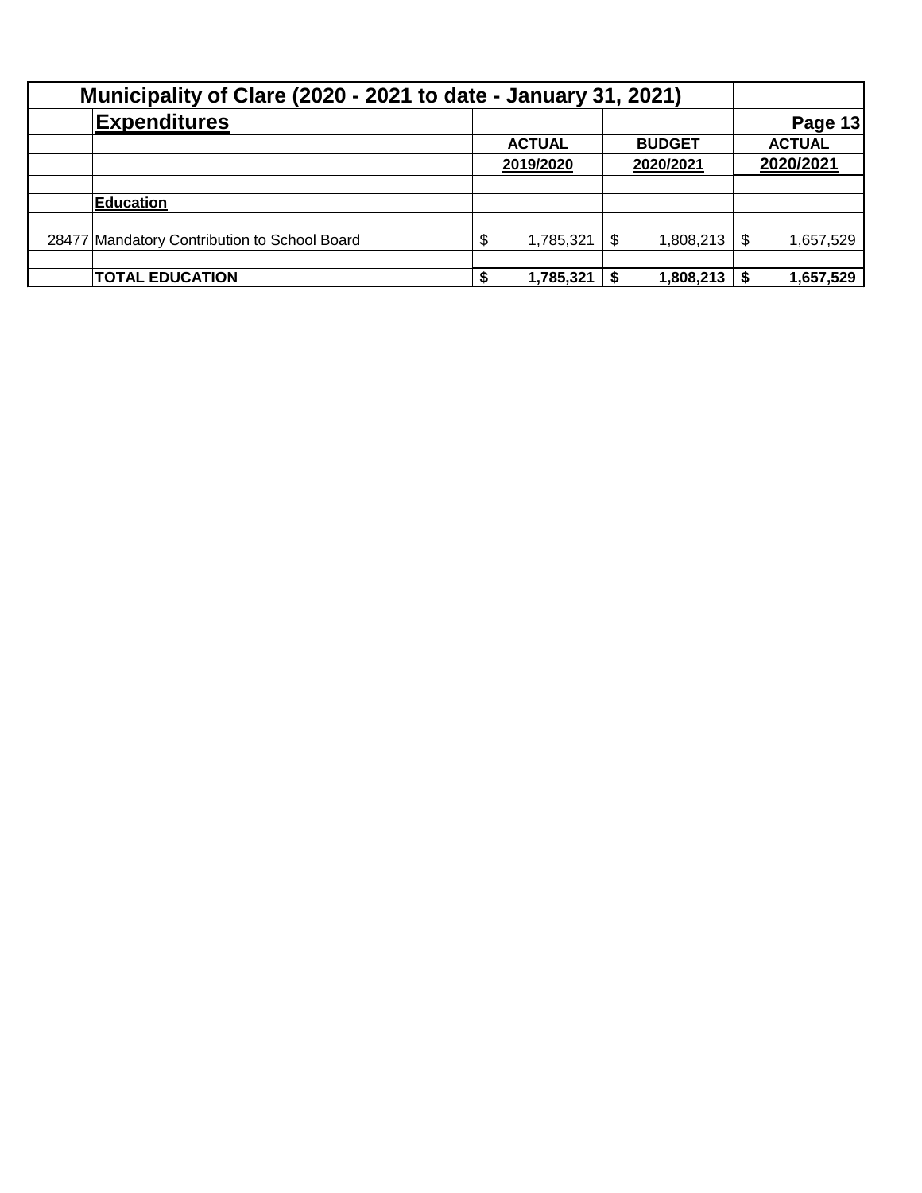# Municipality of Clare (2020 - 2021 to date - January 31, 2021)

| | **Expenditures** | | | Page 13 |
|---|---|---|---|---|
| | | **ACTUAL** | **BUDGET** | **ACTUAL** |
| | | **2019/2020** | **2020/2021** | **2020/2021** |
| | | | | |
| | **Education** | | | |
| | | | | |
| 28477 | Mandatory Contribution to School Board | $ 1,785,321 | $ 1,808,213 | $ 1,657,529 |
| | | | | |
| | **TOTAL EDUCATION** | **$ 1,785,321** | **$ 1,808,213** | **$ 1,657,529** |